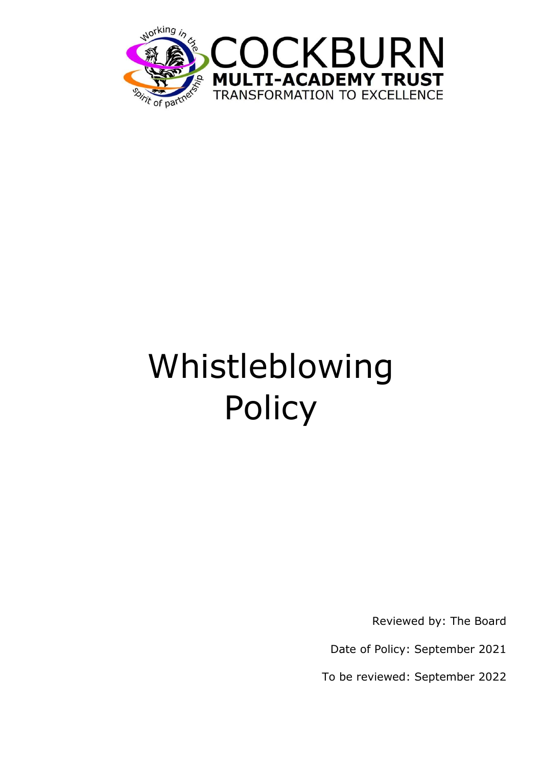COCKBURN
**MULTI-ACADEMY TRUST**
TRANSFORMATION TO EXCELLENCE

Working in the spirit of partnership

# Whistleblowing Policy

Reviewed by: The Board

Date of Policy: September 2021

To be reviewed: September 2022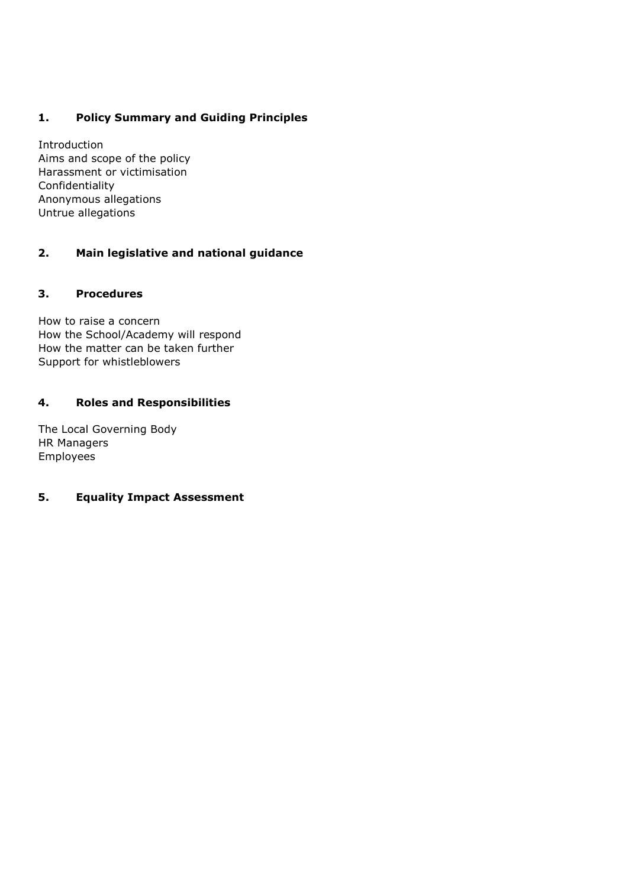## 1. Policy Summary and Guiding Principles

Introduction
Aims and scope of the policy
Harassment or victimisation
Confidentiality
Anonymous allegations
Untrue allegations

## 2. Main legislative and national guidance

## 3. Procedures

How to raise a concern
How the School/Academy will respond
How the matter can be taken further
Support for whistleblowers

## 4. Roles and Responsibilities

The Local Governing Body
HR Managers
Employees

## 5. Equality Impact Assessment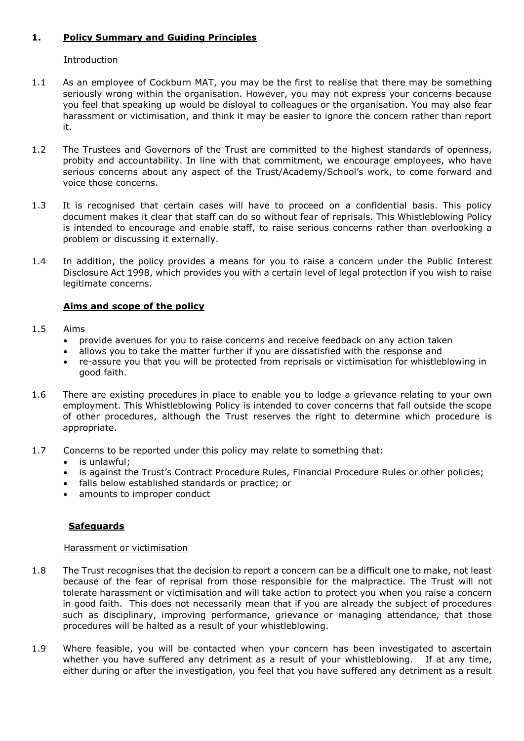## 1. Policy Summary and Guiding Principles

Introduction

1.1 As an employee of Cockburn MAT, you may be the first to realise that there may be something seriously wrong within the organisation. However, you may not express your concerns because you feel that speaking up would be disloyal to colleagues or the organisation. You may also fear harassment or victimisation, and think it may be easier to ignore the concern rather than report it.

1.2 The Trustees and Governors of the Trust are committed to the highest standards of openness, probity and accountability. In line with that commitment, we encourage employees, who have serious concerns about any aspect of the Trust/Academy/School's work, to come forward and voice those concerns.

1.3 It is recognised that certain cases will have to proceed on a confidential basis. This policy document makes it clear that staff can do so without fear of reprisals. This Whistleblowing Policy is intended to encourage and enable staff, to raise serious concerns rather than overlooking a problem or discussing it externally.

1.4 In addition, the policy provides a means for you to raise a concern under the Public Interest Disclosure Act 1998, which provides you with a certain level of legal protection if you wish to raise legitimate concerns.

### Aims and scope of the policy

1.5 Aims

- provide avenues for you to raise concerns and receive feedback on any action taken
- allows you to take the matter further if you are dissatisfied with the response and
- re-assure you that you will be protected from reprisals or victimisation for whistleblowing in good faith.

1.6 There are existing procedures in place to enable you to lodge a grievance relating to your own employment. This Whistleblowing Policy is intended to cover concerns that fall outside the scope of other procedures, although the Trust reserves the right to determine which procedure is appropriate.

1.7 Concerns to be reported under this policy may relate to something that:

- is unlawful;
- is against the Trust's Contract Procedure Rules, Financial Procedure Rules or other policies;
- falls below established standards or practice; or
- amounts to improper conduct

### Safeguards

Harassment or victimisation

1.8 The Trust recognises that the decision to report a concern can be a difficult one to make, not least because of the fear of reprisal from those responsible for the malpractice. The Trust will not tolerate harassment or victimisation and will take action to protect you when you raise a concern in good faith. This does not necessarily mean that if you are already the subject of procedures such as disciplinary, improving performance, grievance or managing attendance, that those procedures will be halted as a result of your whistleblowing.

1.9 Where feasible, you will be contacted when your concern has been investigated to ascertain whether you have suffered any detriment as a result of your whistleblowing. If at any time, either during or after the investigation, you feel that you have suffered any detriment as a result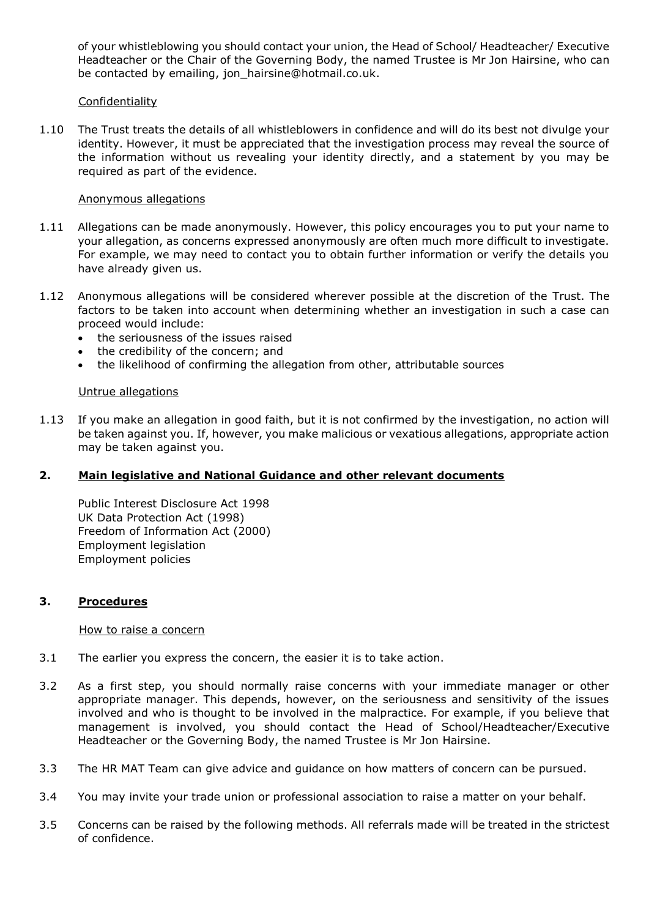of your whistleblowing you should contact your union, the Head of School/ Headteacher/ Executive Headteacher or the Chair of the Governing Body, the named Trustee is Mr Jon Hairsine, who can be contacted by emailing, jon_hairsine@hotmail.co.uk.

Confidentiality

1.10 The Trust treats the details of all whistleblowers in confidence and will do its best not divulge your identity. However, it must be appreciated that the investigation process may reveal the source of the information without us revealing your identity directly, and a statement by you may be required as part of the evidence.

Anonymous allegations

1.11 Allegations can be made anonymously. However, this policy encourages you to put your name to your allegation, as concerns expressed anonymously are often much more difficult to investigate. For example, we may need to contact you to obtain further information or verify the details you have already given us.

1.12 Anonymous allegations will be considered wherever possible at the discretion of the Trust. The factors to be taken into account when determining whether an investigation in such a case can proceed would include:

- the seriousness of the issues raised
- the credibility of the concern; and
- the likelihood of confirming the allegation from other, attributable sources

Untrue allegations

1.13 If you make an allegation in good faith, but it is not confirmed by the investigation, no action will be taken against you. If, however, you make malicious or vexatious allegations, appropriate action may be taken against you.

## 2. Main legislative and National Guidance and other relevant documents

Public Interest Disclosure Act 1998
UK Data Protection Act (1998)
Freedom of Information Act (2000)
Employment legislation
Employment policies

## 3. Procedures

How to raise a concern

3.1 The earlier you express the concern, the easier it is to take action.

3.2 As a first step, you should normally raise concerns with your immediate manager or other appropriate manager. This depends, however, on the seriousness and sensitivity of the issues involved and who is thought to be involved in the malpractice. For example, if you believe that management is involved, you should contact the Head of School/Headteacher/Executive Headteacher or the Governing Body, the named Trustee is Mr Jon Hairsine.

3.3 The HR MAT Team can give advice and guidance on how matters of concern can be pursued.

3.4 You may invite your trade union or professional association to raise a matter on your behalf.

3.5 Concerns can be raised by the following methods. All referrals made will be treated in the strictest of confidence.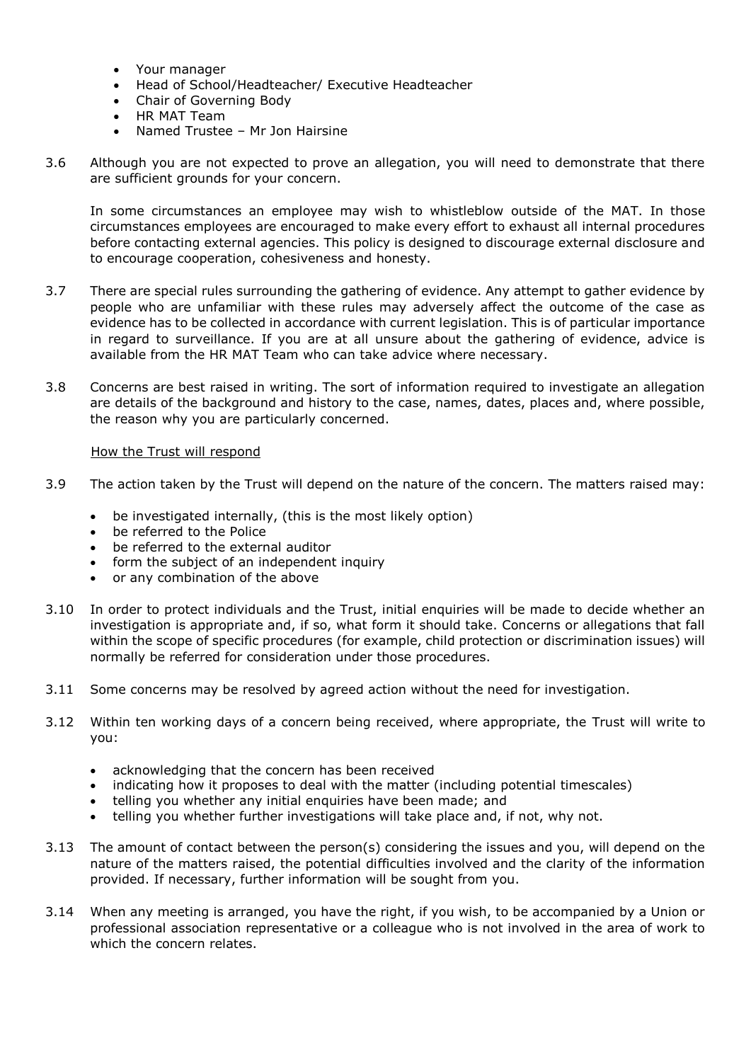- Your manager
- Head of School/Headteacher/ Executive Headteacher
- Chair of Governing Body
- HR MAT Team
- Named Trustee – Mr Jon Hairsine

3.6 Although you are not expected to prove an allegation, you will need to demonstrate that there are sufficient grounds for your concern.

In some circumstances an employee may wish to whistleblow outside of the MAT. In those circumstances employees are encouraged to make every effort to exhaust all internal procedures before contacting external agencies. This policy is designed to discourage external disclosure and to encourage cooperation, cohesiveness and honesty.

3.7 There are special rules surrounding the gathering of evidence. Any attempt to gather evidence by people who are unfamiliar with these rules may adversely affect the outcome of the case as evidence has to be collected in accordance with current legislation. This is of particular importance in regard to surveillance. If you are at all unsure about the gathering of evidence, advice is available from the HR MAT Team who can take advice where necessary.

3.8 Concerns are best raised in writing. The sort of information required to investigate an allegation are details of the background and history to the case, names, dates, places and, where possible, the reason why you are particularly concerned.

<u>How the Trust will respond</u>

3.9 The action taken by the Trust will depend on the nature of the concern. The matters raised may:

- be investigated internally, (this is the most likely option)
- be referred to the Police
- be referred to the external auditor
- form the subject of an independent inquiry
- or any combination of the above

3.10 In order to protect individuals and the Trust, initial enquiries will be made to decide whether an investigation is appropriate and, if so, what form it should take. Concerns or allegations that fall within the scope of specific procedures (for example, child protection or discrimination issues) will normally be referred for consideration under those procedures.

3.11 Some concerns may be resolved by agreed action without the need for investigation.

3.12 Within ten working days of a concern being received, where appropriate, the Trust will write to you:

- acknowledging that the concern has been received
- indicating how it proposes to deal with the matter (including potential timescales)
- telling you whether any initial enquiries have been made; and
- telling you whether further investigations will take place and, if not, why not.

3.13 The amount of contact between the person(s) considering the issues and you, will depend on the nature of the matters raised, the potential difficulties involved and the clarity of the information provided. If necessary, further information will be sought from you.

3.14 When any meeting is arranged, you have the right, if you wish, to be accompanied by a Union or professional association representative or a colleague who is not involved in the area of work to which the concern relates.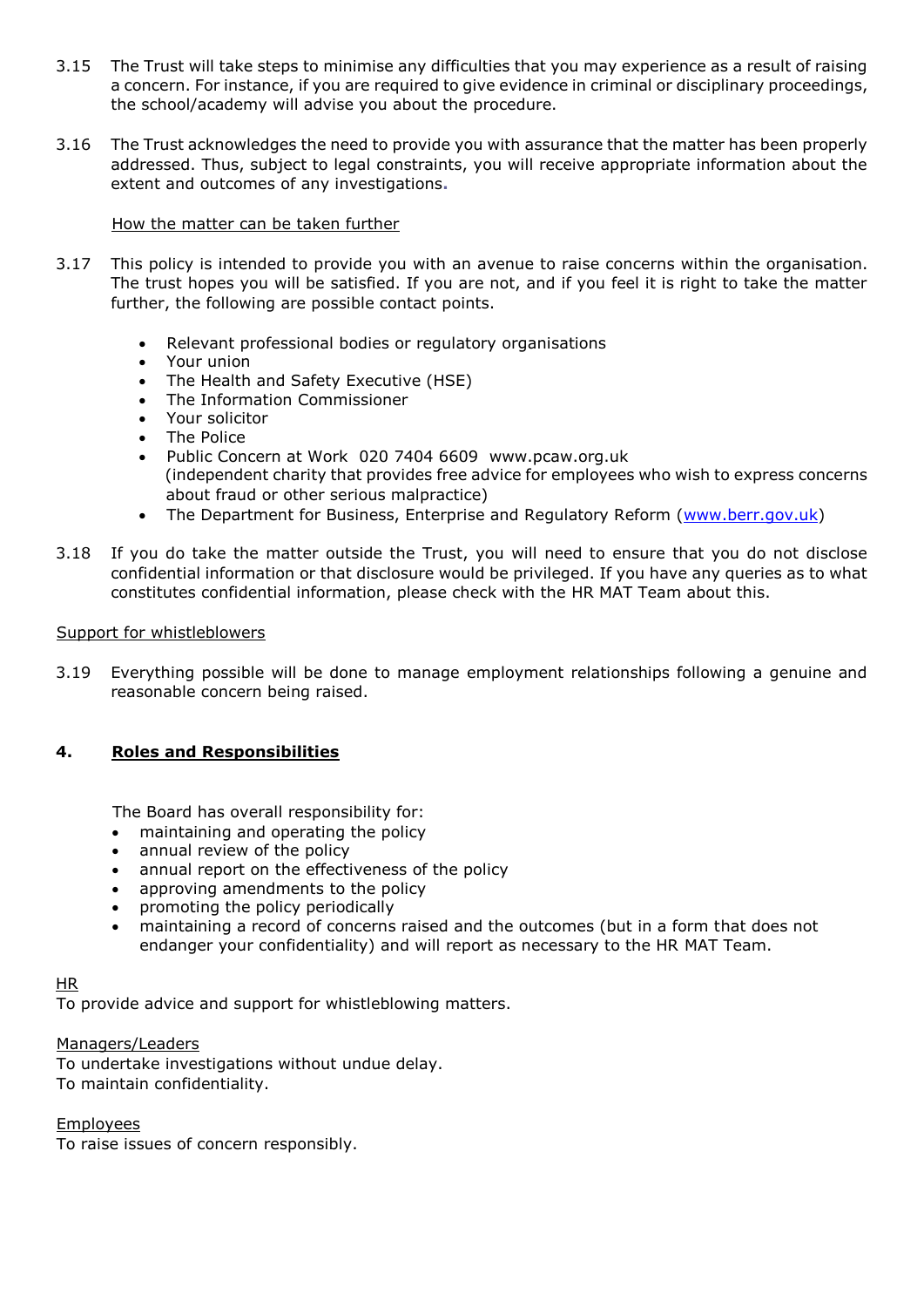3.15 The Trust will take steps to minimise any difficulties that you may experience as a result of raising a concern. For instance, if you are required to give evidence in criminal or disciplinary proceedings, the school/academy will advise you about the procedure.

3.16 The Trust acknowledges the need to provide you with assurance that the matter has been properly addressed. Thus, subject to legal constraints, you will receive appropriate information about the extent and outcomes of any investigations.

<u>How the matter can be taken further</u>

3.17 This policy is intended to provide you with an avenue to raise concerns within the organisation. The trust hopes you will be satisfied. If you are not, and if you feel it is right to take the matter further, the following are possible contact points.

- Relevant professional bodies or regulatory organisations
- Your union
- The Health and Safety Executive (HSE)
- The Information Commissioner
- Your solicitor
- The Police
- Public Concern at Work 020 7404 6609 www.pcaw.org.uk (independent charity that provides free advice for employees who wish to express concerns about fraud or other serious malpractice)
- The Department for Business, Enterprise and Regulatory Reform (www.berr.gov.uk)

3.18 If you do take the matter outside the Trust, you will need to ensure that you do not disclose confidential information or that disclosure would be privileged. If you have any queries as to what constitutes confidential information, please check with the HR MAT Team about this.

<u>Support for whistleblowers</u>

3.19 Everything possible will be done to manage employment relationships following a genuine and reasonable concern being raised.

## 4. Roles and Responsibilities

The Board has overall responsibility for:

- maintaining and operating the policy
- annual review of the policy
- annual report on the effectiveness of the policy
- approving amendments to the policy
- promoting the policy periodically
- maintaining a record of concerns raised and the outcomes (but in a form that does not endanger your confidentiality) and will report as necessary to the HR MAT Team.

<u>HR</u>
To provide advice and support for whistleblowing matters.

<u>Managers/Leaders</u>
To undertake investigations without undue delay.
To maintain confidentiality.

<u>Employees</u>
To raise issues of concern responsibly.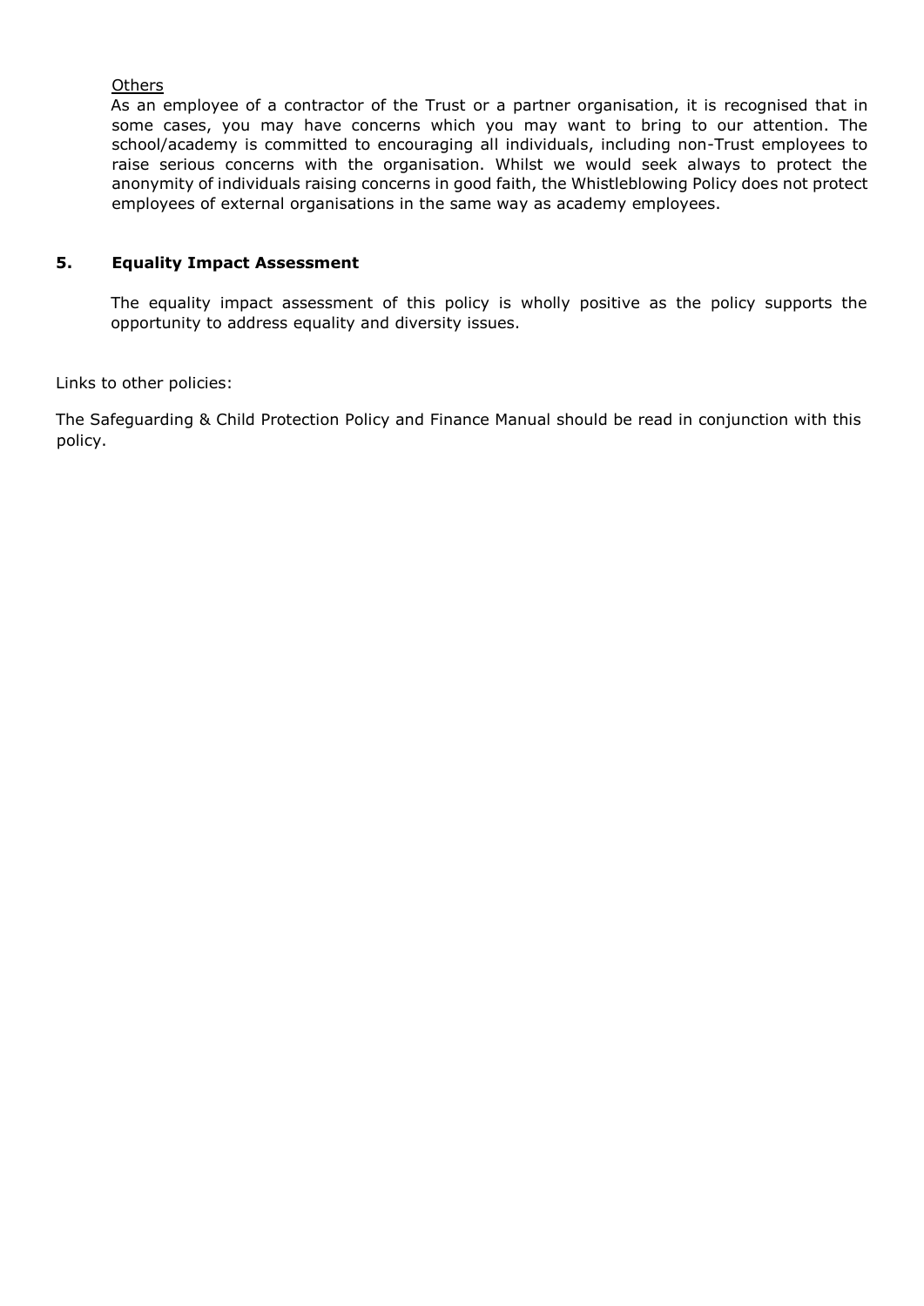Others

As an employee of a contractor of the Trust or a partner organisation, it is recognised that in some cases, you may have concerns which you may want to bring to our attention. The school/academy is committed to encouraging all individuals, including non-Trust employees to raise serious concerns with the organisation. Whilst we would seek always to protect the anonymity of individuals raising concerns in good faith, the Whistleblowing Policy does not protect employees of external organisations in the same way as academy employees.

## 5. Equality Impact Assessment

The equality impact assessment of this policy is wholly positive as the policy supports the opportunity to address equality and diversity issues.

Links to other policies:

The Safeguarding & Child Protection Policy and Finance Manual should be read in conjunction with this policy.